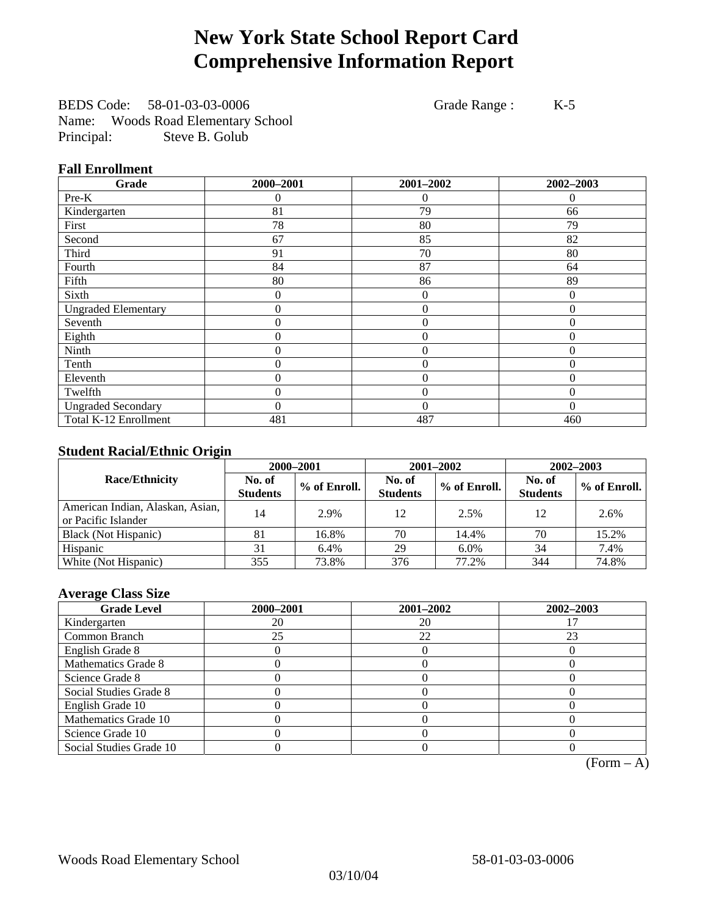# New York State School Report Card
# Comprehensive Information Report

BEDS Code: 58-01-03-03-0006 Grade Range : K-5
Name: Woods Road Elementary School
Principal: Steve B. Golub

### Fall Enrollment

| Grade | 2000–2001 | 2001–2002 | 2002–2003 |
|---|---|---|---|
| Pre-K | 0 | 0 | 0 |
| Kindergarten | 81 | 79 | 66 |
| First | 78 | 80 | 79 |
| Second | 67 | 85 | 82 |
| Third | 91 | 70 | 80 |
| Fourth | 84 | 87 | 64 |
| Fifth | 80 | 86 | 89 |
| Sixth | 0 | 0 | 0 |
| Ungraded Elementary | 0 | 0 | 0 |
| Seventh | 0 | 0 | 0 |
| Eighth | 0 | 0 | 0 |
| Ninth | 0 | 0 | 0 |
| Tenth | 0 | 0 | 0 |
| Eleventh | 0 | 0 | 0 |
| Twelfth | 0 | 0 | 0 |
| Ungraded Secondary | 0 | 0 | 0 |
| Total K-12 Enrollment | 481 | 487 | 460 |

### Student Racial/Ethnic Origin

| Race/Ethnicity | 2000–2001 | | 2001–2002 | | 2002–2003 | |
|---|---|---|---|---|---|---|
| | No. of Students | % of Enroll. | No. of Students | % of Enroll. | No. of Students | % of Enroll. |
| American Indian, Alaskan, Asian, or Pacific Islander | 14 | 2.9% | 12 | 2.5% | 12 | 2.6% |
| Black (Not Hispanic) | 81 | 16.8% | 70 | 14.4% | 70 | 15.2% |
| Hispanic | 31 | 6.4% | 29 | 6.0% | 34 | 7.4% |
| White (Not Hispanic) | 355 | 73.8% | 376 | 77.2% | 344 | 74.8% |

### Average Class Size

| Grade Level | 2000–2001 | 2001–2002 | 2002–2003 |
|---|---|---|---|
| Kindergarten | 20 | 20 | 17 |
| Common Branch | 25 | 22 | 23 |
| English Grade 8 | 0 | 0 | 0 |
| Mathematics Grade 8 | 0 | 0 | 0 |
| Science Grade 8 | 0 | 0 | 0 |
| Social Studies Grade 8 | 0 | 0 | 0 |
| English Grade 10 | 0 | 0 | 0 |
| Mathematics Grade 10 | 0 | 0 | 0 |
| Science Grade 10 | 0 | 0 | 0 |
| Social Studies Grade 10 | 0 | 0 | 0 |

(Form – A)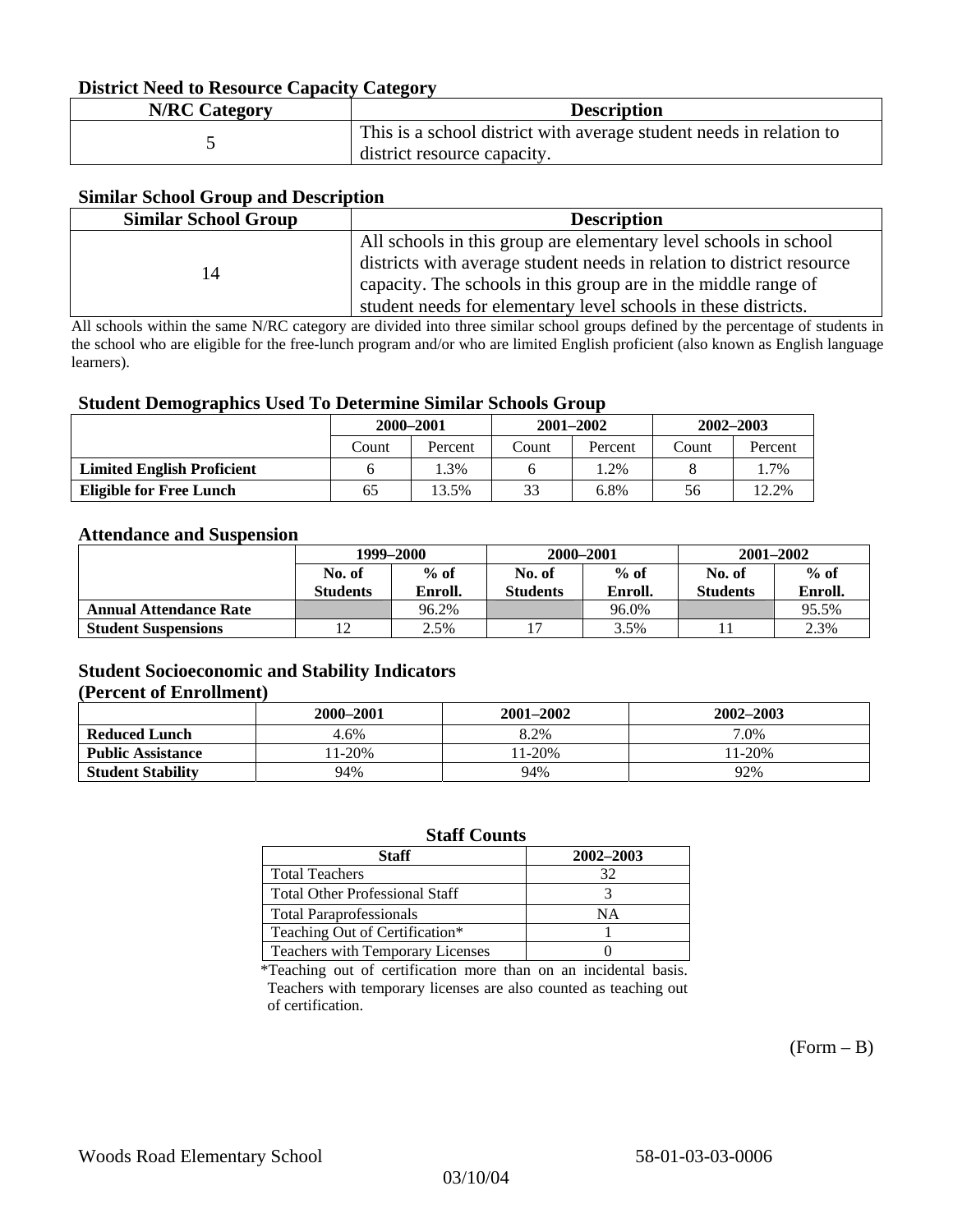### District Need to Resource Capacity Category

| N/RC Category | Description |
|---|---|
| 5 | This is a school district with average student needs in relation to district resource capacity. |

### Similar School Group and Description

| Similar School Group | Description |
|---|---|
| 14 | All schools in this group are elementary level schools in school districts with average student needs in relation to district resource capacity. The schools in this group are in the middle range of student needs for elementary level schools in these districts. |

All schools within the same N/RC category are divided into three similar school groups defined by the percentage of students in the school who are eligible for the free-lunch program and/or who are limited English proficient (also known as English language learners).

### Student Demographics Used To Determine Similar Schools Group

| | 2000–2001 | | 2001–2002 | | 2002–2003 | |
|---|---|---|---|---|---|---|
| | Count | Percent | Count | Percent | Count | Percent |
| **Limited English Proficient** | 6 | 1.3% | 6 | 1.2% | 8 | 1.7% |
| **Eligible for Free Lunch** | 65 | 13.5% | 33 | 6.8% | 56 | 12.2% |

### Attendance and Suspension

| | 1999–2000 | | 2000–2001 | | 2001–2002 | |
|---|---|---|---|---|---|---|
| | No. of Students | % of Enroll. | No. of Students | % of Enroll. | No. of Students | % of Enroll. |
| **Annual Attendance Rate** | | 96.2% | | 96.0% | | 95.5% |
| **Student Suspensions** | 12 | 2.5% | 17 | 3.5% | 11 | 2.3% |

### Student Socioeconomic and Stability Indicators (Percent of Enrollment)

| | 2000–2001 | 2001–2002 | 2002–2003 |
|---|---|---|---|
| **Reduced Lunch** | 4.6% | 8.2% | 7.0% |
| **Public Assistance** | 11-20% | 11-20% | 11-20% |
| **Student Stability** | 94% | 94% | 92% |

### Staff Counts

| Staff | 2002–2003 |
|---|---|
| Total Teachers | 32 |
| Total Other Professional Staff | 3 |
| Total Paraprofessionals | NA |
| Teaching Out of Certification* | 1 |
| Teachers with Temporary Licenses | 0 |

*Teaching out of certification more than on an incidental basis. Teachers with temporary licenses are also counted as teaching out of certification.

(Form – B)

Woods Road Elementary School 58-01-03-03-0006

03/10/04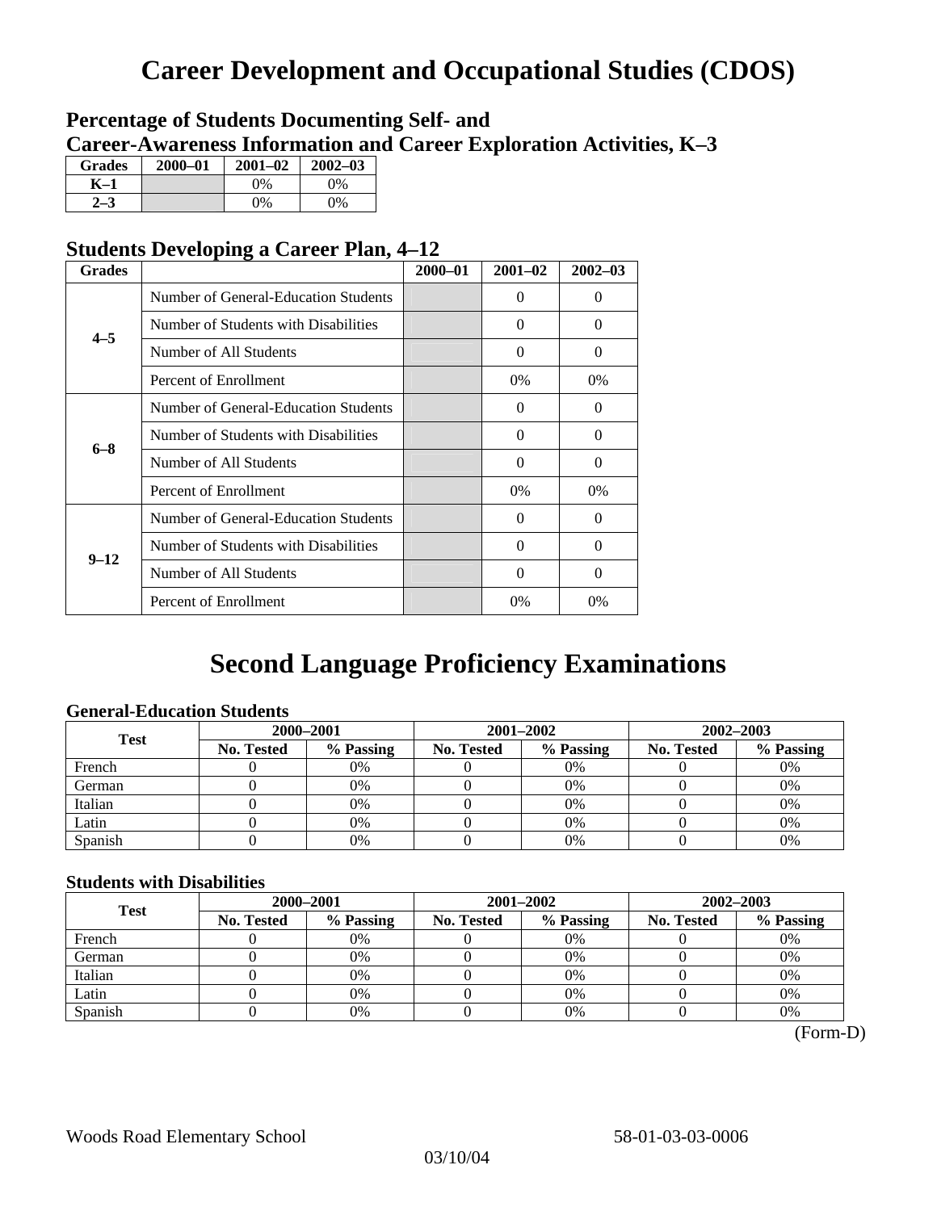# Career Development and Occupational Studies (CDOS)

## Percentage of Students Documenting Self- and Career-Awareness Information and Career Exploration Activities, K–3

| Grades | 2000–01 | 2001–02 | 2002–03 |
|---|---|---|---|
| K–1 | | 0% | 0% |
| 2–3 | | 0% | 0% |

## Students Developing a Career Plan, 4–12

| Grades | | 2000–01 | 2001–02 | 2002–03 |
|---|---|---|---|---|
| 4–5 | Number of General-Education Students | | 0 | 0 |
| | Number of Students with Disabilities | | 0 | 0 |
| | Number of All Students | | 0 | 0 |
| | Percent of Enrollment | | 0% | 0% |
| 6–8 | Number of General-Education Students | | 0 | 0 |
| | Number of Students with Disabilities | | 0 | 0 |
| | Number of All Students | | 0 | 0 |
| | Percent of Enrollment | | 0% | 0% |
| 9–12 | Number of General-Education Students | | 0 | 0 |
| | Number of Students with Disabilities | | 0 | 0 |
| | Number of All Students | | 0 | 0 |
| | Percent of Enrollment | | 0% | 0% |

# Second Language Proficiency Examinations

### General-Education Students

| Test | 2000–2001 | | 2001–2002 | | 2002–2003 | |
|---|---|---|---|---|---|---|
| | No. Tested | % Passing | No. Tested | % Passing | No. Tested | % Passing |
| French | 0 | 0% | 0 | 0% | 0 | 0% |
| German | 0 | 0% | 0 | 0% | 0 | 0% |
| Italian | 0 | 0% | 0 | 0% | 0 | 0% |
| Latin | 0 | 0% | 0 | 0% | 0 | 0% |
| Spanish | 0 | 0% | 0 | 0% | 0 | 0% |

### Students with Disabilities

| Test | 2000–2001 | | 2001–2002 | | 2002–2003 | |
|---|---|---|---|---|---|---|
| | No. Tested | % Passing | No. Tested | % Passing | No. Tested | % Passing |
| French | 0 | 0% | 0 | 0% | 0 | 0% |
| German | 0 | 0% | 0 | 0% | 0 | 0% |
| Italian | 0 | 0% | 0 | 0% | 0 | 0% |
| Latin | 0 | 0% | 0 | 0% | 0 | 0% |
| Spanish | 0 | 0% | 0 | 0% | 0 | 0% |

(Form-D)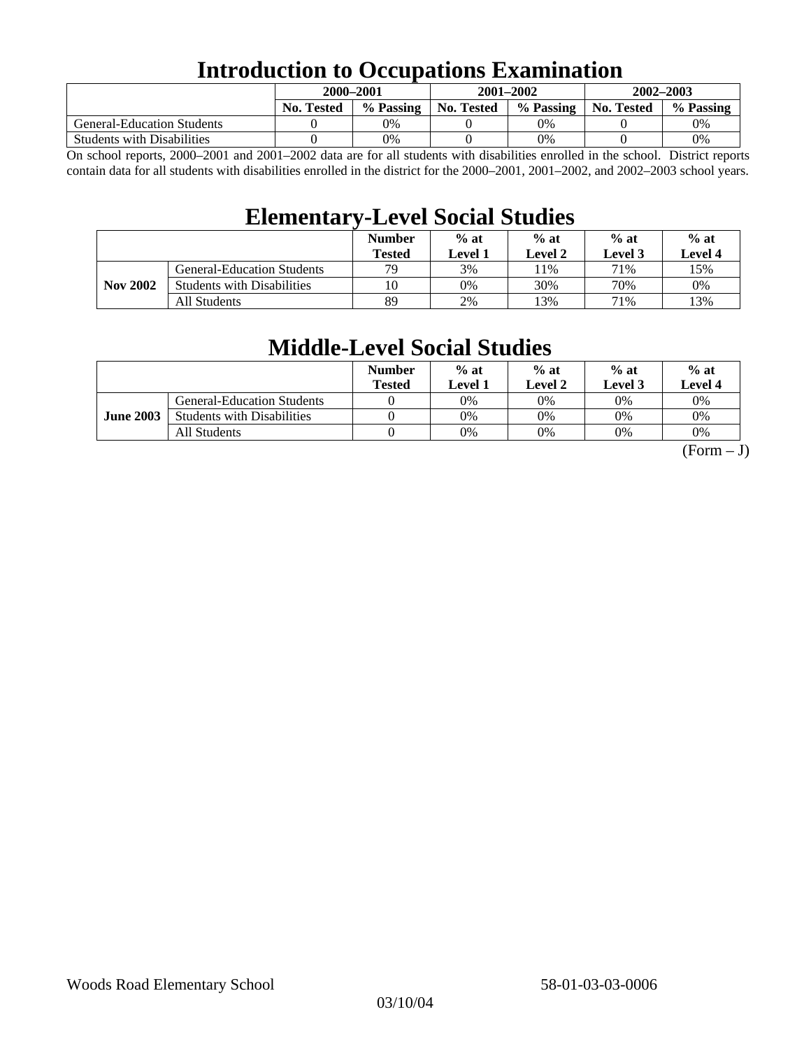# Introduction to Occupations Examination

| | 2000–2001 | | 2001–2002 | | 2002–2003 | |
|---|---|---|---|---|---|---|
| | No. Tested | % Passing | No. Tested | % Passing | No. Tested | % Passing |
| General-Education Students | 0 | 0% | 0 | 0% | 0 | 0% |
| Students with Disabilities | 0 | 0% | 0 | 0% | 0 | 0% |

On school reports, 2000–2001 and 2001–2002 data are for all students with disabilities enrolled in the school. District reports contain data for all students with disabilities enrolled in the district for the 2000–2001, 2001–2002, and 2002–2003 school years.

# Elementary-Level Social Studies

| | | Number Tested | % at Level 1 | % at Level 2 | % at Level 3 | % at Level 4 |
|---|---|---|---|---|---|---|
| Nov 2002 | General-Education Students | 79 | 3% | 11% | 71% | 15% |
| | Students with Disabilities | 10 | 0% | 30% | 70% | 0% |
| | All Students | 89 | 2% | 13% | 71% | 13% |

# Middle-Level Social Studies

| | | Number Tested | % at Level 1 | % at Level 2 | % at Level 3 | % at Level 4 |
|---|---|---|---|---|---|---|
| June 2003 | General-Education Students | 0 | 0% | 0% | 0% | 0% |
| | Students with Disabilities | 0 | 0% | 0% | 0% | 0% |
| | All Students | 0 | 0% | 0% | 0% | 0% |

(Form – J)

Woods Road Elementary School 58-01-03-03-0006

03/10/04